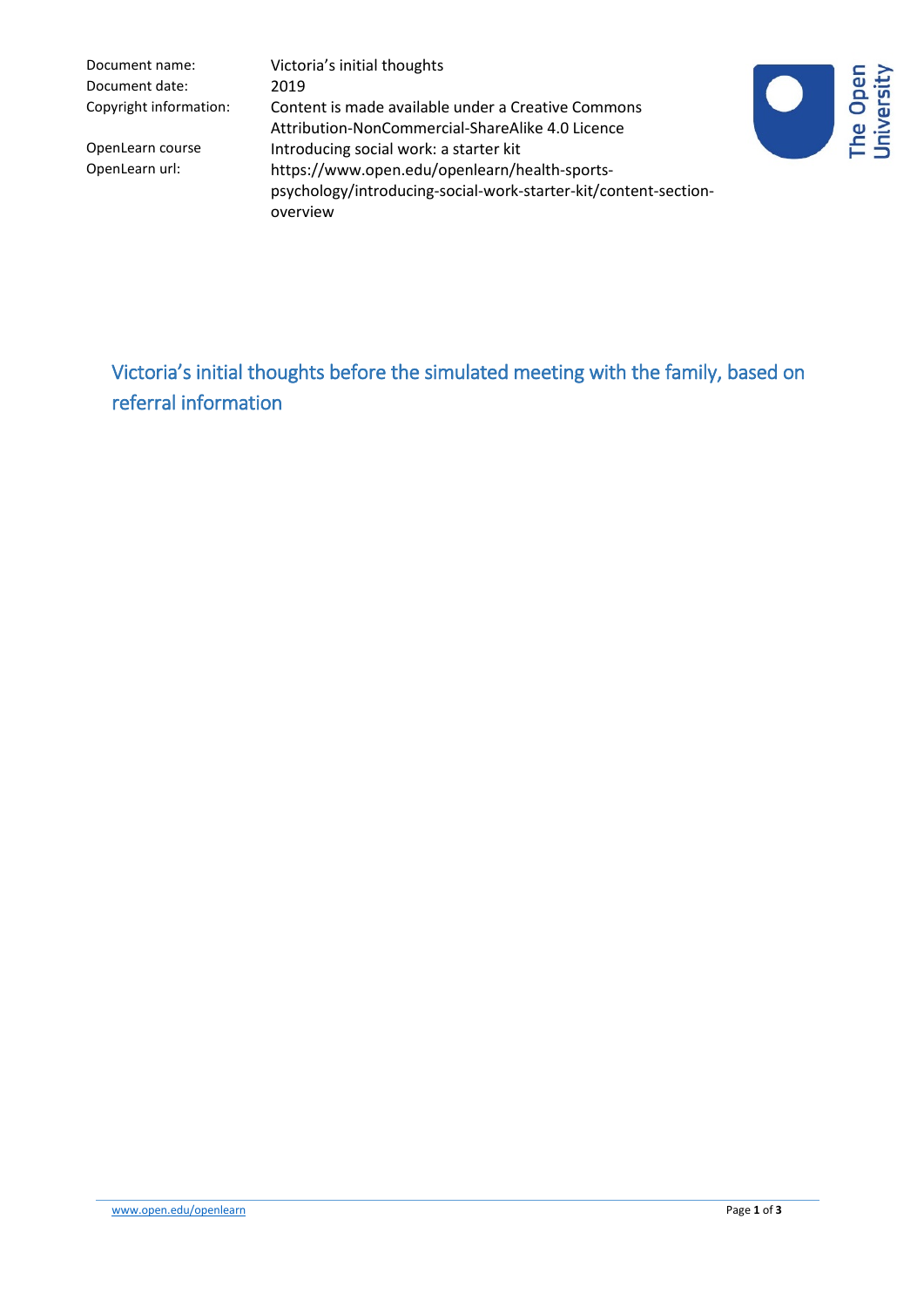| | |
|---|---|
| Document name: | Victoria's initial thoughts |
| Document date: | 2019 |
| Copyright information: | Content is made available under a Creative Commons Attribution-NonCommercial-ShareAlike 4.0 Licence |
| OpenLearn course | Introducing social work: a starter kit |
| OpenLearn url: | https://www.open.edu/openlearn/health-sports-psychology/introducing-social-work-starter-kit/content-section-overview |

# Victoria's initial thoughts before the simulated meeting with the family, based on referral information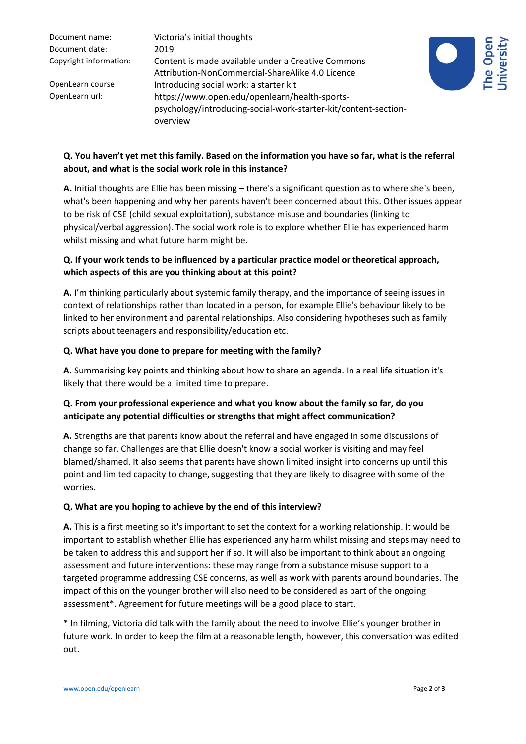| Document name: | Victoria's initial thoughts |
| --- | --- |
| Document date: | 2019 |
| Copyright information: | Content is made available under a Creative Commons Attribution-NonCommercial-ShareAlike 4.0 Licence |
| OpenLearn course | Introducing social work: a starter kit |
| OpenLearn url: | https://www.open.edu/openlearn/health-sports-psychology/introducing-social-work-starter-kit/content-section-overview |

**Q. You haven't yet met this family. Based on the information you have so far, what is the referral about, and what is the social work role in this instance?**

**A.** Initial thoughts are Ellie has been missing – there's a significant question as to where she's been, what's been happening and why her parents haven't been concerned about this. Other issues appear to be risk of CSE (child sexual exploitation), substance misuse and boundaries (linking to physical/verbal aggression). The social work role is to explore whether Ellie has experienced harm whilst missing and what future harm might be.

**Q. If your work tends to be influenced by a particular practice model or theoretical approach, which aspects of this are you thinking about at this point?**

**A.** I'm thinking particularly about systemic family therapy, and the importance of seeing issues in context of relationships rather than located in a person, for example Ellie's behaviour likely to be linked to her environment and parental relationships. Also considering hypotheses such as family scripts about teenagers and responsibility/education etc.

**Q. What have you done to prepare for meeting with the family?**

**A.** Summarising key points and thinking about how to share an agenda. In a real life situation it's likely that there would be a limited time to prepare.

**Q. From your professional experience and what you know about the family so far, do you anticipate any potential difficulties or strengths that might affect communication?**

**A.** Strengths are that parents know about the referral and have engaged in some discussions of change so far. Challenges are that Ellie doesn't know a social worker is visiting and may feel blamed/shamed. It also seems that parents have shown limited insight into concerns up until this point and limited capacity to change, suggesting that they are likely to disagree with some of the worries.

**Q. What are you hoping to achieve by the end of this interview?**

**A.** This is a first meeting so it's important to set the context for a working relationship. It would be important to establish whether Ellie has experienced any harm whilst missing and steps may need to be taken to address this and support her if so. It will also be important to think about an ongoing assessment and future interventions: these may range from a substance misuse support to a targeted programme addressing CSE concerns, as well as work with parents around boundaries. The impact of this on the younger brother will also need to be considered as part of the ongoing assessment*. Agreement for future meetings will be a good place to start.

* In filming, Victoria did talk with the family about the need to involve Ellie's younger brother in future work. In order to keep the film at a reasonable length, however, this conversation was edited out.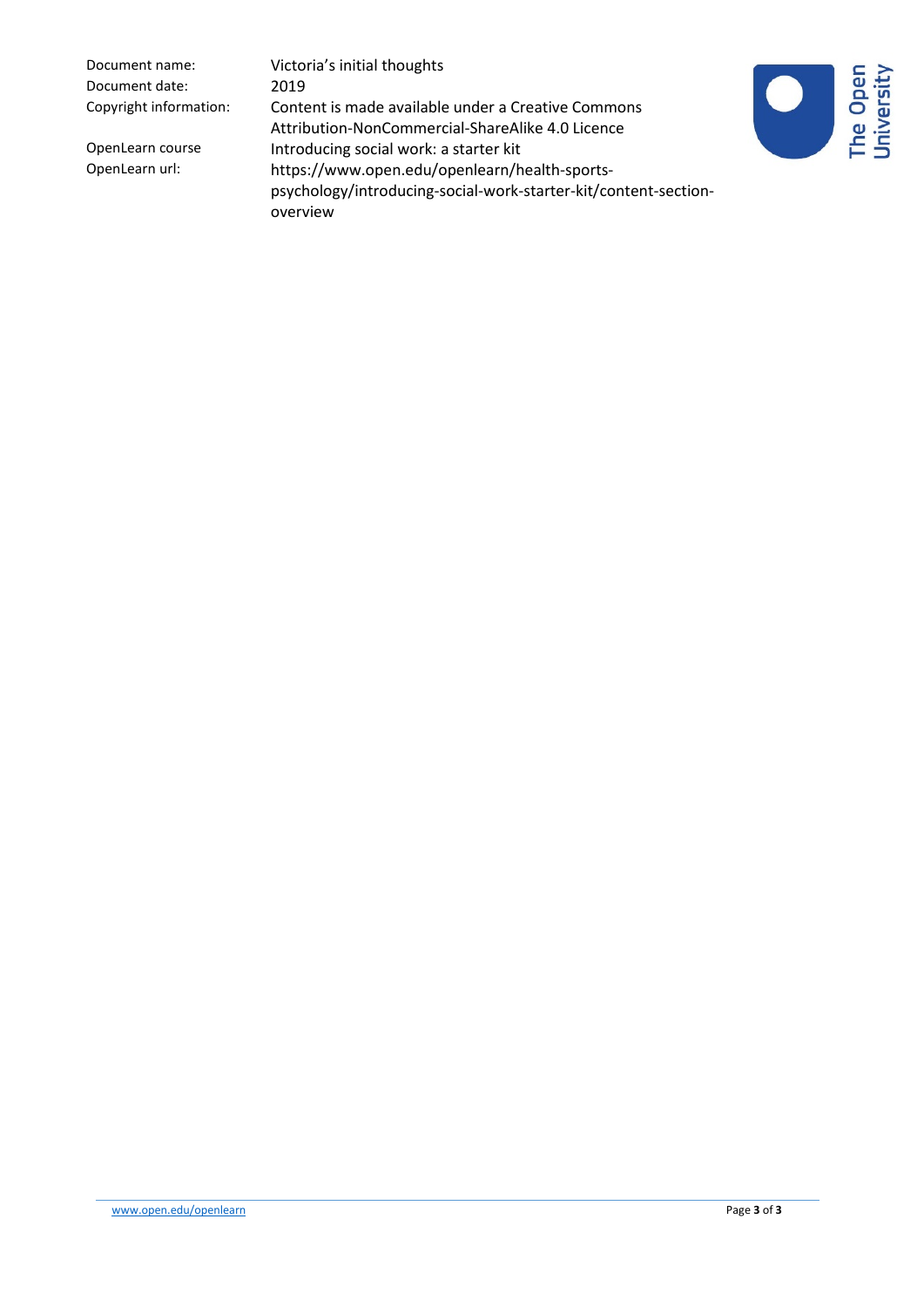| | |
|---|---|
| Document name: | Victoria's initial thoughts |
| Document date: | 2019 |
| Copyright information: | Content is made available under a Creative Commons Attribution-NonCommercial-ShareAlike 4.0 Licence |
| OpenLearn course | Introducing social work: a starter kit |
| OpenLearn url: | https://www.open.edu/openlearn/health-sports-psychology/introducing-social-work-starter-kit/content-section-overview |

The Open University

www.open.edu/openlearn